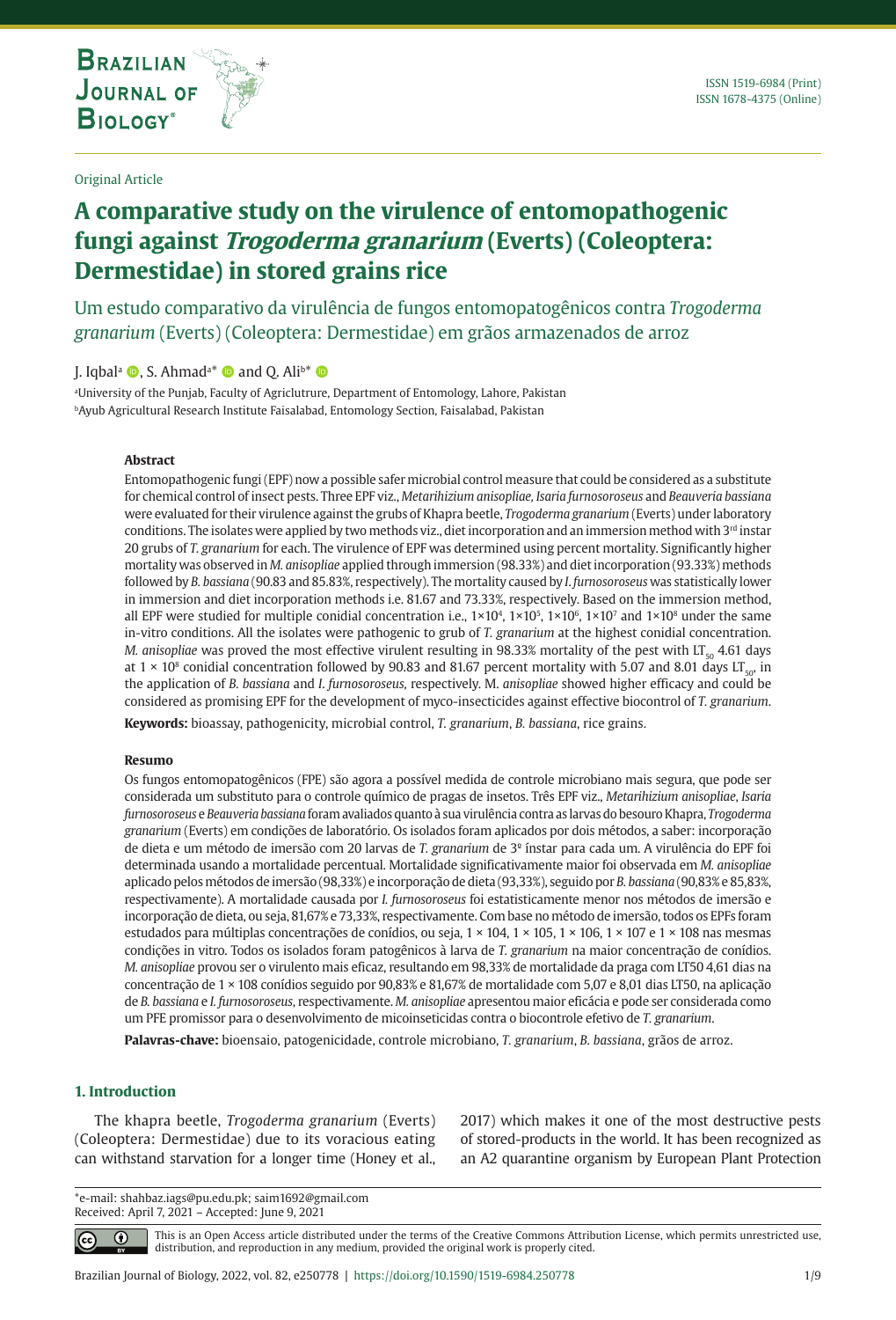Original Article

# A comparative study on the virulence of entomopathogenic fungi against *Trogoderma granarium* (Everts) (Coleoptera: Dermestidae) in stored grains rice

Um estudo comparativo da virulência de fungos entomopatogênicos contra *Trogoderma granarium* (Everts) (Coleoptera: Dermestidae) em grãos armazenados de arroz

J. Iqbal[a], S. Ahmad[a]* and Q. Ali[b]*

[a]University of the Punjab, Faculty of Agriclutrure, Department of Entomology, Lahore, Pakistan
[b]Ayub Agricultural Research Institute Faisalabad, Entomology Section, Faisalabad, Pakistan

### Abstract

Entomopathogenic fungi (EPF) now a possible safer microbial control measure that could be considered as a substitute for chemical control of insect pests. Three EPF viz., *Metarihizium anisopliae, Isaria furnosoroseus* and *Beauveria bassiana* were evaluated for their virulence against the grubs of Khapra beetle, *Trogoderma granarium* (Everts) under laboratory conditions. The isolates were applied by two methods viz., diet incorporation and an immersion method with 3[rd] instar 20 grubs of *T. granarium* for each. The virulence of EPF was determined using percent mortality. Significantly higher mortality was observed in *M. anisopliae* applied through immersion (98.33%) and diet incorporation (93.33%) methods followed by *B. bassiana* (90.83 and 85.83%, respectively). The mortality caused by *I. furnosoroseus* was statistically lower in immersion and diet incorporation methods i.e. 81.67 and 73.33%, respectively. Based on the immersion method, all EPF were studied for multiple conidial concentration i.e., $1{\times}10^4$, $1{\times}10^5$, $1{\times}10^6$, $1{\times}10^7$ and $1{\times}10^8$ under the same in-vitro conditions. All the isolates were pathogenic to grub of *T. granarium* at the highest conidial concentration. *M. anisopliae* was proved the most effective virulent resulting in 98.33% mortality of the pest with $LT_{50}$ 4.61 days at $1 \times 10^8$ conidial concentration followed by 90.83 and 81.67 percent mortality with 5.07 and 8.01 days $LT_{50}$, in the application of *B. bassiana* and *I. furnosoroseus,* respectively. M. *anisopliae* showed higher efficacy and could be considered as promising EPF for the development of myco-insecticides against effective biocontrol of *T. granarium*.

**Keywords:** bioassay, pathogenicity, microbial control, *T. granarium*, *B. bassiana*, rice grains.

### Resumo

Os fungos entomopatogênicos (FPE) são agora a possível medida de controle microbiano mais segura, que pode ser considerada um substituto para o controle químico de pragas de insetos. Três EPF viz., *Metarihizium anisopliae*, *Isaria furnosoroseus* e *Beauveria bassiana* foram avaliados quanto à sua virulência contra as larvas do besouro Khapra, *Trogoderma granarium* (Everts) em condições de laboratório. Os isolados foram aplicados por dois métodos, a saber: incorporação de dieta e um método de imersão com 20 larvas de *T. granarium* de 3º ínstar para cada um. A virulência do EPF foi determinada usando a mortalidade percentual. Mortalidade significativamente maior foi observada em *M. anisopliae* aplicado pelos métodos de imersão (98,33%) e incorporação de dieta (93,33%), seguido por *B. bassiana* (90,83% e 85,83%, respectivamente). A mortalidade causada por *I. furnosoroseus* foi estatisticamente menor nos métodos de imersão e incorporação de dieta, ou seja, 81,67% e 73,33%, respectivamente. Com base no método de imersão, todos os EPFs foram estudados para múltiplas concentrações de conídios, ou seja, 1 × 104, 1 × 105, 1 × 106, 1 × 107 e 1 × 108 nas mesmas condições in vitro. Todos os isolados foram patogênicos à larva de *T. granarium* na maior concentração de conídios. *M. anisopliae* provou ser o virulento mais eficaz, resultando em 98,33% de mortalidade da praga com LT50 4,61 dias na concentração de 1 × 108 conídios seguido por 90,83% e 81,67% de mortalidade com 5,07 e 8,01 dias LT50, na aplicação de *B. bassiana* e *I. furnosoroseus*, respectivamente. *M. anisopliae* apresentou maior eficácia e pode ser considerada como um PFE promissor para o desenvolvimento de micoinseticidas contra o biocontrole efetivo de *T. granarium*.

**Palavras-chave:** bioensaio, patogenicidade, controle microbiano, *T. granarium*, *B. bassiana*, grãos de arroz.

## 1. Introduction

The khapra beetle, *Trogoderma granarium* (Everts) (Coleoptera: Dermestidae) due to its voracious eating can withstand starvation for a longer time (Honey et al., 2017) which makes it one of the most destructive pests of stored-products in the world. It has been recognized as an A2 quarantine organism by European Plant Protection

*e-mail: shahbaz.iags@pu.edu.pk; saim1692@gmail.com
Received: April 7, 2021 – Accepted: June 9, 2021

This is an Open Access article distributed under the terms of the Creative Commons Attribution License, which permits unrestricted use, distribution, and reproduction in any medium, provided the original work is properly cited.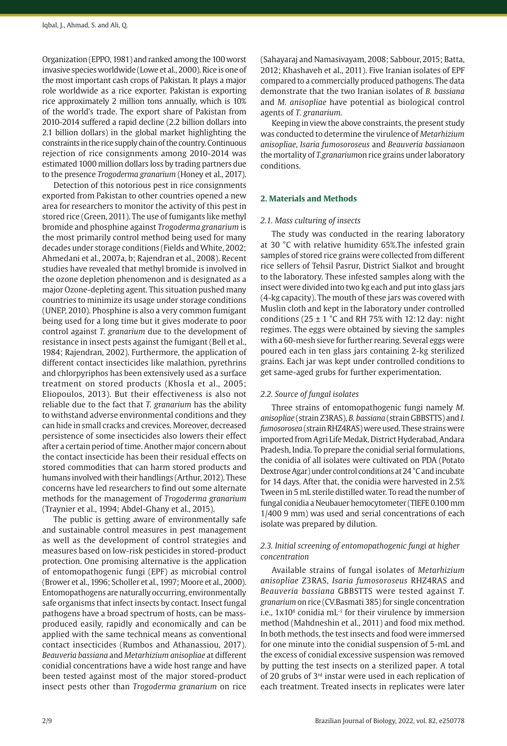Organization (EPPO, 1981) and ranked among the 100 worst invasive species worldwide (Lowe et al., 2000). Rice is one of the most important cash crops of Pakistan. It plays a major role worldwide as a rice exporter. Pakistan is exporting rice approximately 2 million tons annually, which is 10% of the world's trade. The export share of Pakistan from 2010-2014 suffered a rapid decline (2.2 billion dollars into 2.1 billion dollars) in the global market highlighting the constraints in the rice supply chain of the country. Continuous rejection of rice consignments among 2010-2014 was estimated 1000 million dollars loss by trading partners due to the presence *Trogoderma granarium* (Honey et al., 2017).

Detection of this notorious pest in rice consignments exported from Pakistan to other countries opened a new area for researchers to monitor the activity of this pest in stored rice (Green, 2011). The use of fumigants like methyl bromide and phosphine against *Trogoderma granarium* is the most primarily control method being used for many decades under storage conditions (Fields and White, 2002; Ahmedani et al., 2007a, b; Rajendran et al., 2008). Recent studies have revealed that methyl bromide is involved in the ozone depletion phenomenon and is designated as a major Ozone-depleting agent. This situation pushed many countries to minimize its usage under storage conditions (UNEP, 2010). Phosphine is also a very common fumigant being used for a long time but it gives moderate to poor control against *T. granarium* due to the development of resistance in insect pests against the fumigant (Bell et al., 1984; Rajendran, 2002). Furthermore, the application of different contact insecticides like malathion, pyrethrins and chlorpyriphos has been extensively used as a surface treatment on stored products (Khosla et al., 2005; Eliopoulos, 2013). But their effectiveness is also not reliable due to the fact that *T. granarium* has the ability to withstand adverse environmental conditions and they can hide in small cracks and crevices. Moreover, decreased persistence of some insecticides also lowers their effect after a certain period of time. Another major concern about the contact insecticide has been their residual effects on stored commodities that can harm stored products and humans involved with their handlings (Arthur, 2012). These concerns have led researchers to find out some alternate methods for the management of *Trogoderma granarium* (Traynier et al., 1994; Abdel-Ghany et al., 2015).

The public is getting aware of environmentally safe and sustainable control measures in pest management as well as the development of control strategies and measures based on low-risk pesticides in stored-product protection. One promising alternative is the application of entomopathogenic fungi (EPF) as microbial control (Brower et al., 1996; Scholler et al., 1997; Moore et al., 2000). Entomopathogens are naturally occurring, environmentally safe organisms that infect insects by contact. Insect fungal pathogens have a broad spectrum of hosts, can be mass-produced easily, rapidly and economically and can be applied with the same technical means as conventional contact insecticides (Rumbos and Athanassiou, 2017). *Beauveria bassiana* and *Metarhizium anisopliae* at different conidial concentrations have a wide host range and have been tested against most of the major stored-product insect pests other than *Trogoderma granarium* on rice (Sahayaraj and Namasivayam, 2008; Sabbour, 2015; Batta, 2012; Khashaveh et al., 2011). Five Iranian isolates of EPF compared to a commercially produced pathogens. The data demonstrate that the two Iranian isolates of *B. bassiana* and *M. anisopliae* have potential as biological control agents of *T. granarium*.

Keeping in view the above constraints, the present study was conducted to determine the virulence of *Metarhizium anisopliae*, *Isaria fumosoroseus* and *Beauveria bassiana*on the mortality of *T.granarium*on rice grains under laboratory conditions.

## 2. Materials and Methods

### 2.1. Mass culturing of insects

The study was conducted in the rearing laboratory at 30 °C with relative humidity 65%.The infested grain samples of stored rice grains were collected from different rice sellers of Tehsil Pasrur, District Sialkot and brought to the laboratory. These infested samples along with the insect were divided into two kg each and put into glass jars (4-kg capacity). The mouth of these jars was covered with Muslin cloth and kept in the laboratory under controlled conditions (25 ± 1 °C and RH 75% with 12:12 day: night regimes. The eggs were obtained by sieving the samples with a 60-mesh sieve for further rearing. Several eggs were poured each in ten glass jars containing 2-kg sterilized grains. Each jar was kept under controlled conditions to get same-aged grubs for further experimentation.

### 2.2. Source of fungal isolates

Three strains of entomopathogenic fungi namely *M. anisopliae* (strain Z3RAS), *B. bassiana* (strain GBBSTTS) and *I. fumosorosea* (strain RHZ4RAS) were used. These strains were imported from Agri Life Medak, District Hyderabad, Andara Pradesh, India. To prepare the conidial serial formulations, the conidia of all isolates were cultivated on PDA (Potato Dextrose Agar) under control conditions at 24 °C and incubate for 14 days. After that, the conidia were harvested in 2.5% Tween in 5 mL sterile distilled water. To read the number of fungal conidia a Neubauer hemocytometer (TIEFE 0.100 mm 1/400 9 mm) was used and serial concentrations of each isolate was prepared by dilution.

### 2.3. Initial screening of entomopathogenic fungi at higher concentration

Available strains of fungal isolates of *Metarhizium anisopliae* Z3RAS, *Isaria fumosoroseus* RHZ4RAS and *Beauveria bassiana* GBBSTTS were tested against *T. granarium* on rice (CV.Basmati 385) for single concentration i.e., $1x10^8$ conidia $mL^{-1}$ for their virulence by immersion method (Mahdneshin et al., 2011) and food mix method. In both methods, the test insects and food were immersed for one minute into the conidial suspension of 5-mL and the excess of conidial excessive suspension was removed by putting the test insects on a sterilized paper. A total of 20 grubs of 3rd instar were used in each replication of each treatment. Treated insects in replicates were later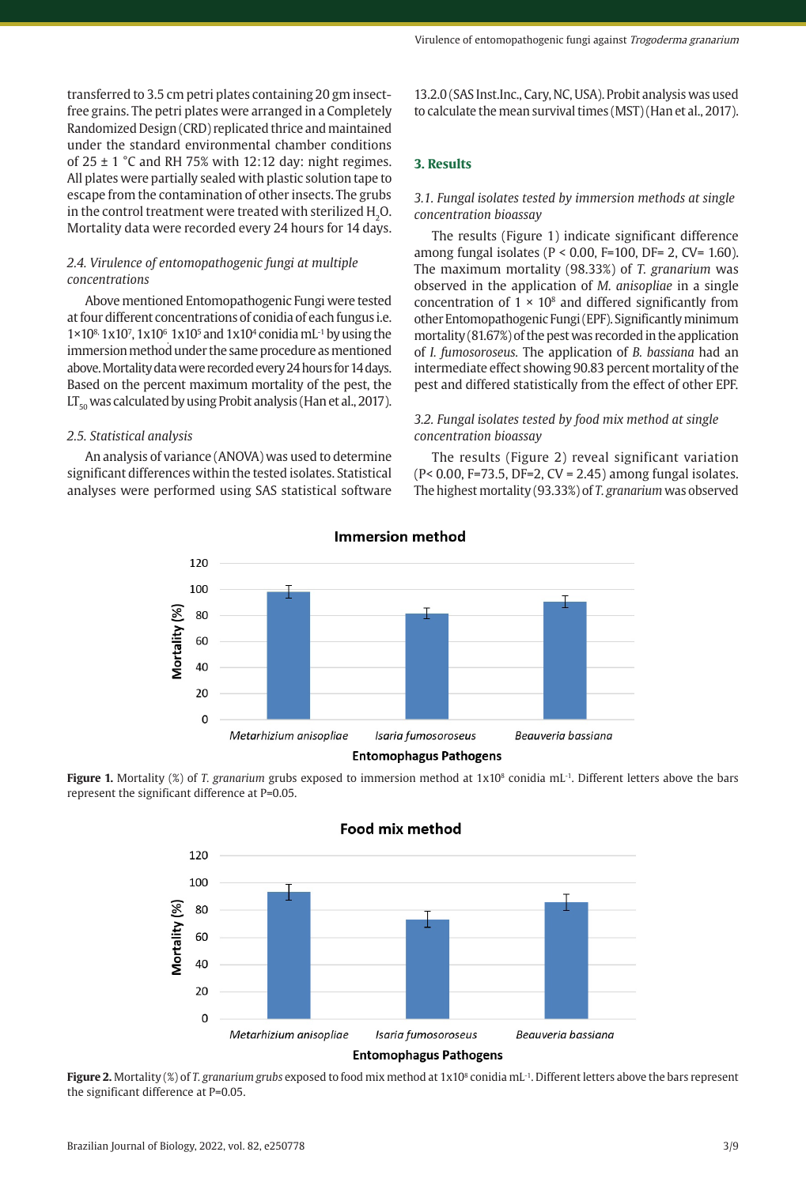transferred to 3.5 cm petri plates containing 20 gm insect-free grains. The petri plates were arranged in a Completely Randomized Design (CRD) replicated thrice and maintained under the standard environmental chamber conditions of 25 ± 1 °C and RH 75% with 12:12 day: night regimes. All plates were partially sealed with plastic solution tape to escape from the contamination of other insects. The grubs in the control treatment were treated with sterilized $H_2O$. Mortality data were recorded every 24 hours for 14 days.

### 2.4. Virulence of entomopathogenic fungi at multiple concentrations

Above mentioned Entomopathogenic Fungi were tested at four different concentrations of conidia of each fungus i.e. $1\times10^{8}$, $1\times10^{7}$, $1\times10^{6}$ $1\times10^{5}$ and $1\times10^{4}$ conidia $mL^{-1}$ by using the immersion method under the same procedure as mentioned above. Mortality data were recorded every 24 hours for 14 days. Based on the percent maximum mortality of the pest, the $LT_{50}$ was calculated by using Probit analysis (Han et al., 2017).

### 2.5. Statistical analysis

An analysis of variance (ANOVA) was used to determine significant differences within the tested isolates. Statistical analyses were performed using SAS statistical software 13.2.0 (SAS Inst.Inc., Cary, NC, USA). Probit analysis was used to calculate the mean survival times (MST) (Han et al., 2017).

## 3. Results

### 3.1. Fungal isolates tested by immersion methods at single concentration bioassay

The results (Figure 1) indicate significant difference among fungal isolates ($P < 0.00$, $F=100$, $DF= 2$, $CV= 1.60$). The maximum mortality (98.33%) of *T. granarium* was observed in the application of *M. anisopliae* in a single concentration of $1 \times 10^{8}$ and differed significantly from other Entomopathogenic Fungi (EPF). Significantly minimum mortality (81.67%) of the pest was recorded in the application of *I. fumosoroseus*. The application of *B. bassiana* had an intermediate effect showing 90.83 percent mortality of the pest and differed statistically from the effect of other EPF.

### 3.2. Fungal isolates tested by food mix method at single concentration bioassay

The results (Figure 2) reveal significant variation ($P< 0.00$, $F=73.5$, $DF=2$, $CV = 2.45$) among fungal isolates. The highest mortality (93.33%) of *T. granarium* was observed

**Figure 1.** Mortality (%) of *T. granarium* grubs exposed to immersion method at $1\times10^{8}$ conidia $mL^{-1}$. Different letters above the bars represent the significant difference at P=0.05.

**Figure 2.** Mortality (%) of *T. granarium grubs* exposed to food mix method at $1\times10^{8}$ conidia $mL^{-1}$. Different letters above the bars represent the significant difference at P=0.05.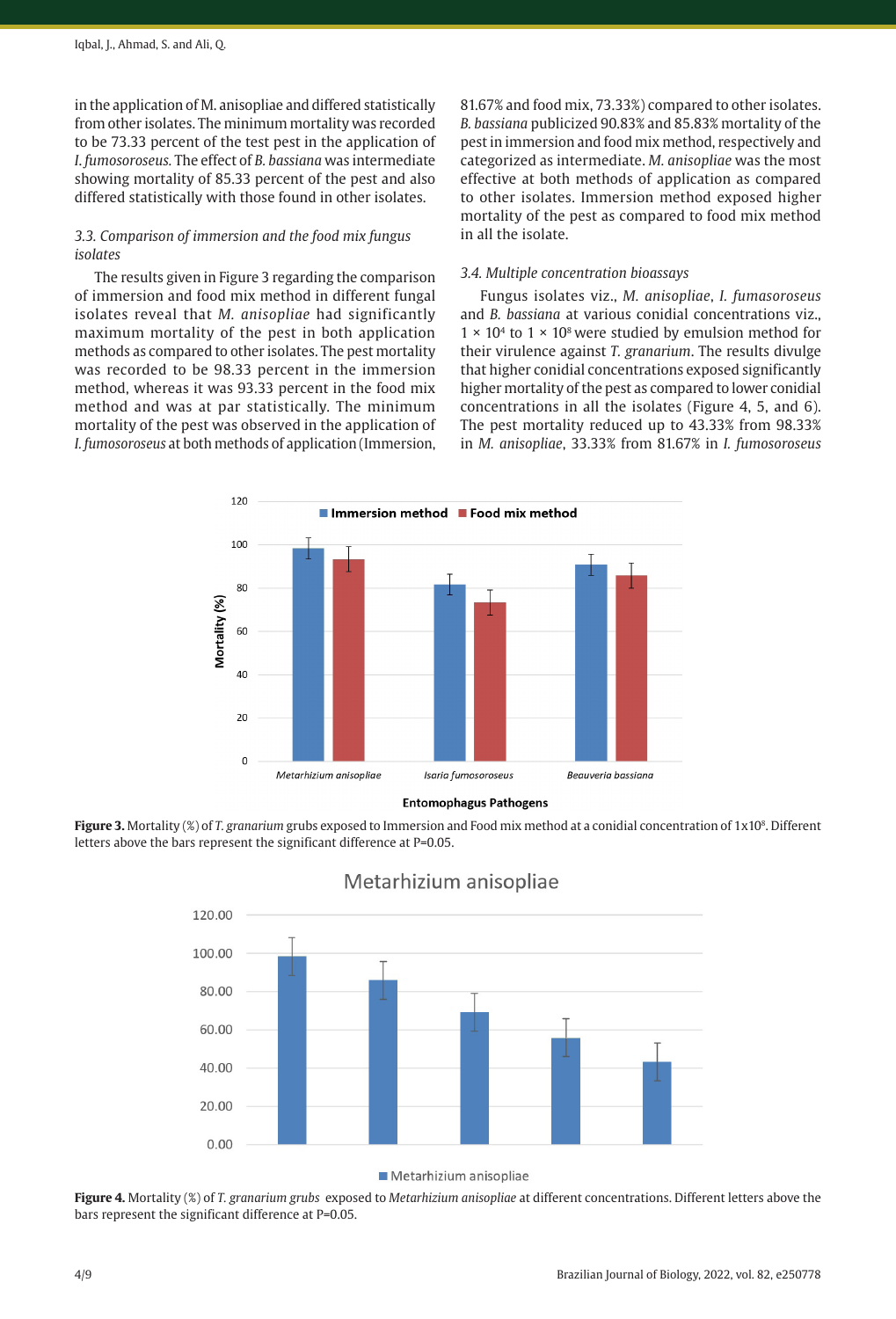in the application of M. anisopliae and differed statistically from other isolates. The minimum mortality was recorded to be 73.33 percent of the test pest in the application of *I. fumosoroseus*. The effect of *B. bassiana* was intermediate showing mortality of 85.33 percent of the pest and also differed statistically with those found in other isolates.

### *3.3. Comparison of immersion and the food mix fungus isolates*

The results given in Figure 3 regarding the comparison of immersion and food mix method in different fungal isolates reveal that *M. anisopliae* had significantly maximum mortality of the pest in both application methods as compared to other isolates. The pest mortality was recorded to be 98.33 percent in the immersion method, whereas it was 93.33 percent in the food mix method and was at par statistically. The minimum mortality of the pest was observed in the application of *I. fumosoroseus* at both methods of application (Immersion, 81.67% and food mix, 73.33%) compared to other isolates. *B. bassiana* publicized 90.83% and 85.83% mortality of the pest in immersion and food mix method, respectively and categorized as intermediate. *M. anisopliae* was the most effective at both methods of application as compared to other isolates. Immersion method exposed higher mortality of the pest as compared to food mix method in all the isolate.

### *3.4. Multiple concentration bioassays*

Fungus isolates viz., *M. anisopliae*, *I. fumasoroseus* and *B. bassiana* at various conidial concentrations viz., $1 \times 10^4$ to $1 \times 10^8$ were studied by emulsion method for their virulence against *T. granarium*. The results divulge that higher conidial concentrations exposed significantly higher mortality of the pest as compared to lower conidial concentrations in all the isolates (Figure 4, 5, and 6). The pest mortality reduced up to 43.33% from 98.33% in *M. anisopliae*, 33.33% from 81.67% in *I. fumosoroseus*

**Figure 3.** Mortality (%) of *T. granarium* grubs exposed to Immersion and Food mix method at a conidial concentration of $1 \times 10^8$. Different letters above the bars represent the significant difference at P=0.05.

**Figure 4.** Mortality (%) of *T. granarium grubs* exposed to *Metarhizium anisopliae* at different concentrations. Different letters above the bars represent the significant difference at P=0.05.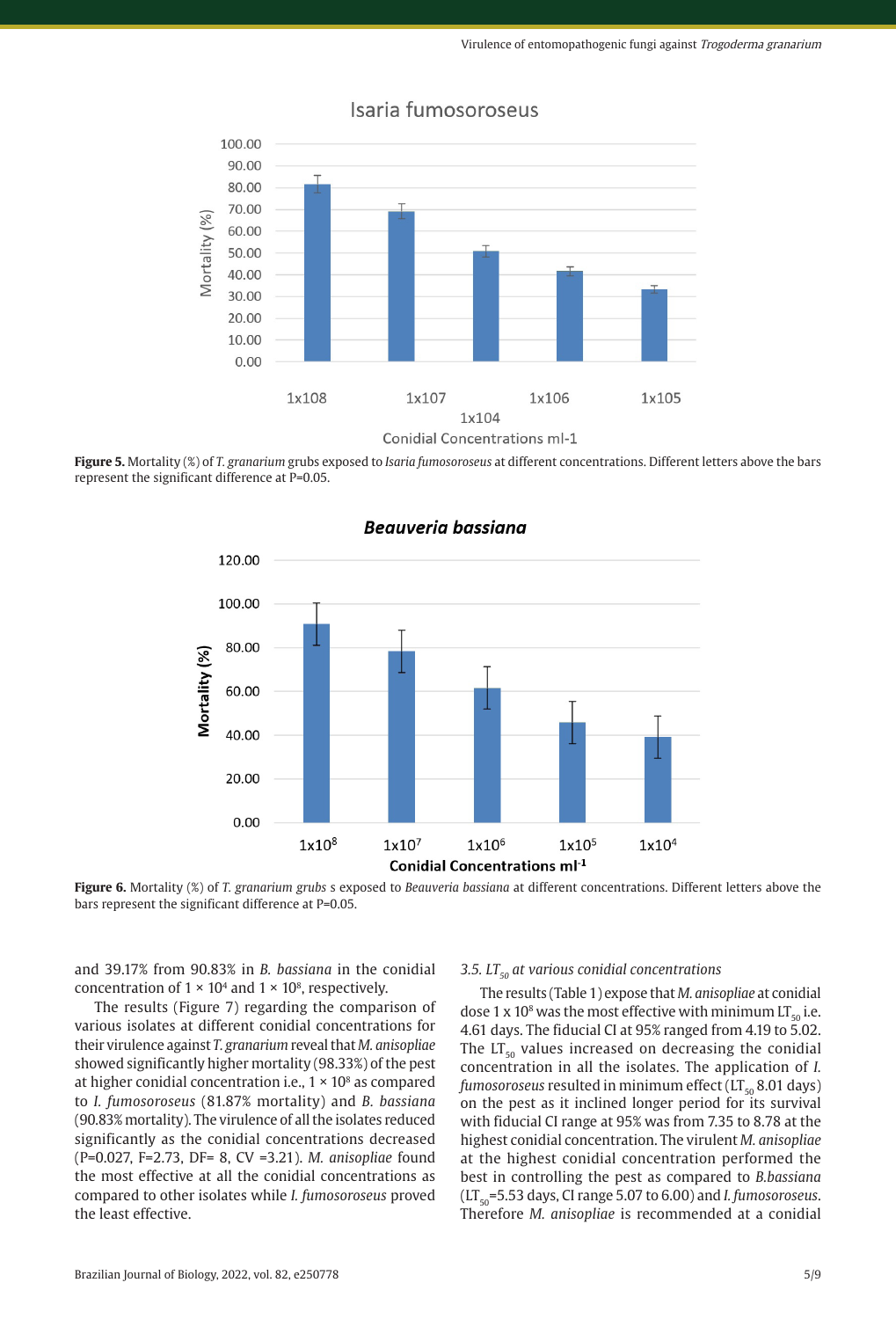Figure 5. Mortality (%) of *T. granarium* grubs exposed to *Isaria fumosoroseus* at different concentrations. Different letters above the bars represent the significant difference at P=0.05.

Figure 6. Mortality (%) of *T. granarium grubs* s exposed to *Beauveria bassiana* at different concentrations. Different letters above the bars represent the significant difference at P=0.05.

and 39.17% from 90.83% in *B. bassiana* in the conidial concentration of 1 × $10^4$ and 1 × $10^8$, respectively.

The results (Figure 7) regarding the comparison of various isolates at different conidial concentrations for their virulence against *T. granarium* reveal that *M. anisopliae* showed significantly higher mortality (98.33%) of the pest at higher conidial concentration i.e., 1 × $10^8$ as compared to *I. fumosoroseus* (81.87% mortality) and *B. bassiana* (90.83% mortality). The virulence of all the isolates reduced significantly as the conidial concentrations decreased (P=0.027, F=2.73, DF= 8, CV =3.21). *M. anisopliae* found the most effective at all the conidial concentrations as compared to other isolates while *I. fumosoroseus* proved the least effective.

### 3.5. $LT_{50}$ at various conidial concentrations

The results (Table 1) expose that *M. anisopliae* at conidial dose 1 x $10^8$ was the most effective with minimum $LT_{50}$ i.e. 4.61 days. The fiducial CI at 95% ranged from 4.19 to 5.02. The $LT_{50}$ values increased on decreasing the conidial concentration in all the isolates. The application of *I. fumosoroseus* resulted in minimum effect ($LT_{50}$ 8.01 days) on the pest as it inclined longer period for its survival with fiducial CI range at 95% was from 7.35 to 8.78 at the highest conidial concentration. The virulent *M. anisopliae* at the highest conidial concentration performed the best in controlling the pest as compared to *B.bassiana* ($LT_{50}$=5.53 days, CI range 5.07 to 6.00) and *I. fumosoroseus*. Therefore *M. anisopliae* is recommended at a conidial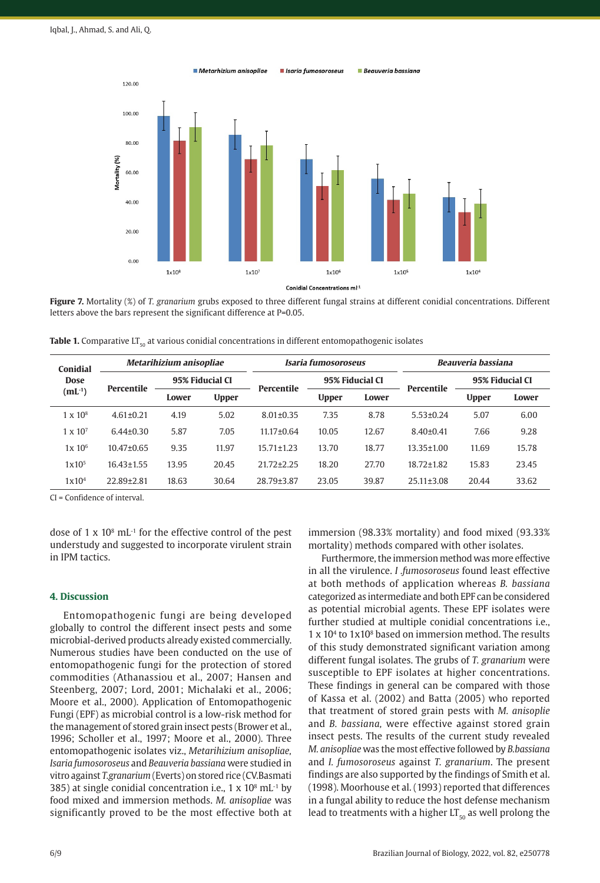**Figure 7.** Mortality (%) of *T. granarium* grubs exposed to three different fungal strains at different conidial concentrations. Different letters above the bars represent the significant difference at P=0.05.

**Table 1.** Comparative $LT_{50}$ at various conidial concentrations in different entomopathogenic isolates

| Conidial Dose ($mL^{-1}$) | *Metarihizium anisopliae* | | | *Isaria fumosoroseus* | | | *Beauveria bassiana* | | |
|---|---|---|---|---|---|---|---|---|---|
| | Percentile | 95% Fiducial CI | | Percentile | 95% Fiducial CI | | Percentile | 95% Fiducial CI | |
| | | Lower | Upper | | Upper | Lower | | Upper | Lower |
| $1 \times 10^8$ | 4.61±0.21 | 4.19 | 5.02 | 8.01±0.35 | 7.35 | 8.78 | 5.53±0.24 | 5.07 | 6.00 |
| $1 \times 10^7$ | 6.44±0.30 | 5.87 | 7.05 | 11.17±0.64 | 10.05 | 12.67 | 8.40±0.41 | 7.66 | 9.28 |
| $1\times 10^6$ | 10.47±0.65 | 9.35 | 11.97 | 15.71±1.23 | 13.70 | 18.77 | 13.35±1.00 | 11.69 | 15.78 |
| $1\times10^5$ | 16.43±1.55 | 13.95 | 20.45 | 21.72±2.25 | 18.20 | 27.70 | 18.72±1.82 | 15.83 | 23.45 |
| $1\times10^4$ | 22.89±2.81 | 18.63 | 30.64 | 28.79±3.87 | 23.05 | 39.87 | 25.11±3.08 | 20.44 | 33.62 |

CI = Confidence of interval.

dose of 1 x $10^8$ $mL^{-1}$ for the effective control of the pest understudy and suggested to incorporate virulent strain in IPM tactics.

## 4. Discussion

Entomopathogenic fungi are being developed globally to control the different insect pests and some microbial-derived products already existed commercially. Numerous studies have been conducted on the use of entomopathogenic fungi for the protection of stored commodities (Athanassiou et al., 2007; Hansen and Steenberg, 2007; Lord, 2001; Michalaki et al., 2006; Moore et al., 2000). Application of Entomopathogenic Fungi (EPF) as microbial control is a low-risk method for the management of stored grain insect pests (Brower et al., 1996; Scholler et al., 1997; Moore et al., 2000). Three entomopathogenic isolates viz., *Metarihizium anisopliae, Isaria fumosoroseus* and *Beauveria bassiana* were studied in vitro against *T.granarium* (Everts) on stored rice (CV.Basmati 385) at single conidial concentration i.e., 1 x $10^8$ $mL^{-1}$ by food mixed and immersion methods. *M. anisopliae* was significantly proved to be the most effective both at immersion (98.33% mortality) and food mixed (93.33% mortality) methods compared with other isolates.

Furthermore, the immersion method was more effective in all the virulence. *I .fumosoroseus* found least effective at both methods of application whereas *B. bassiana* categorized as intermediate and both EPF can be considered as potential microbial agents. These EPF isolates were further studied at multiple conidial concentrations i.e., 1 x $10^4$ to 1x$10^8$ based on immersion method. The results of this study demonstrated significant variation among different fungal isolates. The grubs of *T. granarium* were susceptible to EPF isolates at higher concentrations. These findings in general can be compared with those of Kassa et al. (2002) and Batta (2005) who reported that treatment of stored grain pests with *M. anisoplie* and *B. bassiana,* were effective against stored grain insect pests. The results of the current study revealed *M. anisopliae* was the most effective followed by *B.bassiana* and *I. fumosoroseus* against *T. granarium*. The present findings are also supported by the findings of Smith et al. (1998). Moorhouse et al. (1993) reported that differences in a fungal ability to reduce the host defense mechanism lead to treatments with a higher $LT_{50}$ as well prolong the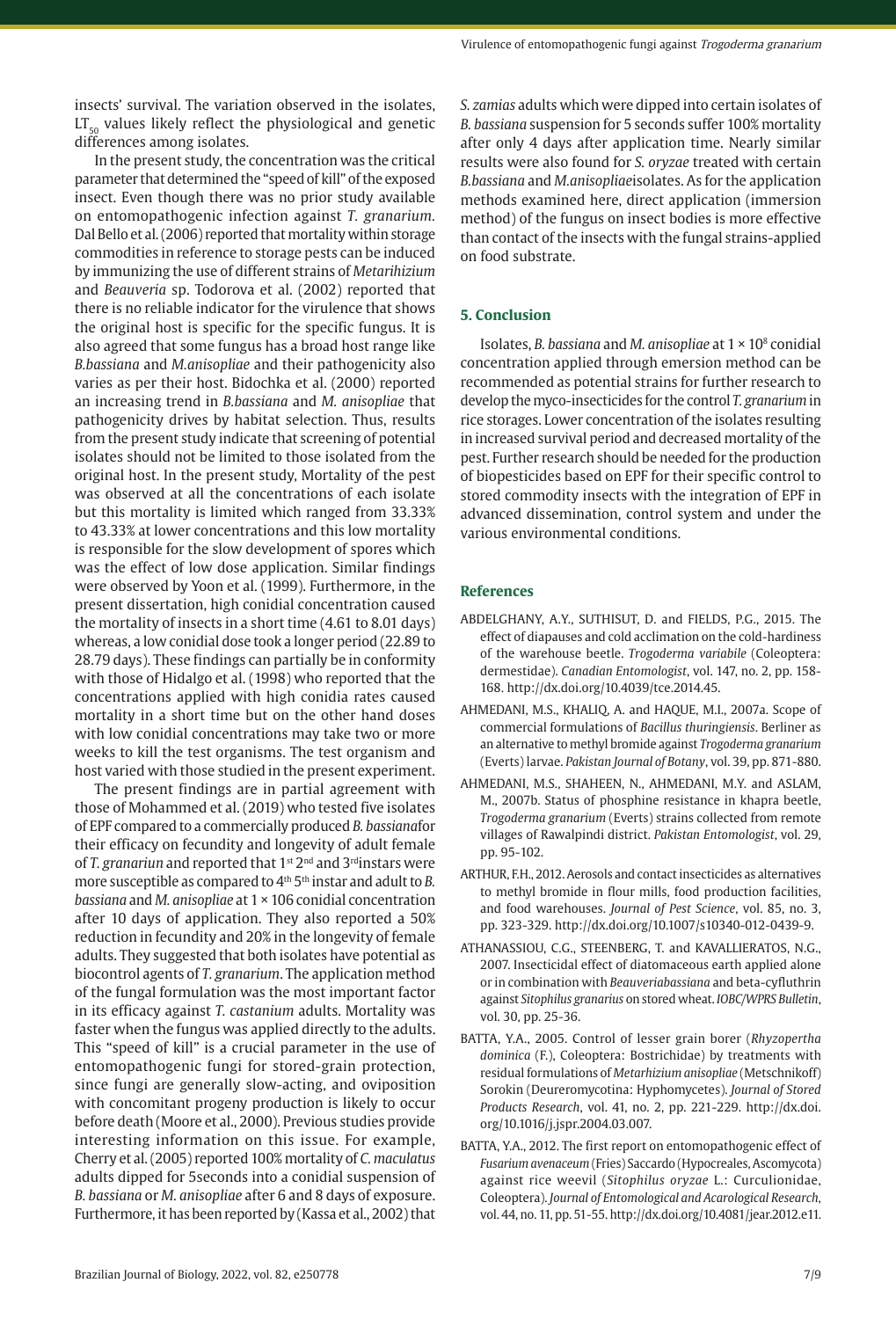insects' survival. The variation observed in the isolates, $LT_{50}$ values likely reflect the physiological and genetic differences among isolates.

In the present study, the concentration was the critical parameter that determined the "speed of kill" of the exposed insect. Even though there was no prior study available on entomopathogenic infection against *T. granarium*. Dal Bello et al. (2006) reported that mortality within storage commodities in reference to storage pests can be induced by immunizing the use of different strains of *Metarihizium* and *Beauveria* sp. Todorova et al. (2002) reported that there is no reliable indicator for the virulence that shows the original host is specific for the specific fungus. It is also agreed that some fungus has a broad host range like *B.bassiana* and *M.anisopliae* and their pathogenicity also varies as per their host. Bidochka et al. (2000) reported an increasing trend in *B.bassiana* and *M. anisopliae* that pathogenicity drives by habitat selection. Thus, results from the present study indicate that screening of potential isolates should not be limited to those isolated from the original host. In the present study, Mortality of the pest was observed at all the concentrations of each isolate but this mortality is limited which ranged from 33.33% to 43.33% at lower concentrations and this low mortality is responsible for the slow development of spores which was the effect of low dose application. Similar findings were observed by Yoon et al. (1999). Furthermore, in the present dissertation, high conidial concentration caused the mortality of insects in a short time (4.61 to 8.01 days) whereas, a low conidial dose took a longer period (22.89 to 28.79 days). These findings can partially be in conformity with those of Hidalgo et al. (1998) who reported that the concentrations applied with high conidia rates caused mortality in a short time but on the other hand doses with low conidial concentrations may take two or more weeks to kill the test organisms. The test organism and host varied with those studied in the present experiment.

The present findings are in partial agreement with those of Mohammed et al. (2019) who tested five isolates of EPF compared to a commercially produced *B. bassiana*for their efficacy on fecundity and longevity of adult female of *T. granariun* and reported that 1st 2nd and 3rdinstars were more susceptible as compared to 4th 5th instar and adult to *B. bassiana* and *M. anisopliae* at 1 × 106 conidial concentration after 10 days of application. They also reported a 50% reduction in fecundity and 20% in the longevity of female adults. They suggested that both isolates have potential as biocontrol agents of *T. granarium*. The application method of the fungal formulation was the most important factor in its efficacy against *T. castanium* adults. Mortality was faster when the fungus was applied directly to the adults. This "speed of kill" is a crucial parameter in the use of entomopathogenic fungi for stored-grain protection, since fungi are generally slow-acting, and oviposition with concomitant progeny production is likely to occur before death (Moore et al., 2000). Previous studies provide interesting information on this issue. For example, Cherry et al. (2005) reported 100% mortality of *C. maculatus* adults dipped for 5seconds into a conidial suspension of *B. bassiana* or *M. anisopliae* after 6 and 8 days of exposure. Furthermore, it has been reported by (Kassa et al., 2002) that *S. zamias* adults which were dipped into certain isolates of *B. bassiana* suspension for 5 seconds suffer 100% mortality after only 4 days after application time. Nearly similar results were also found for *S. oryzae* treated with certain *B.bassiana* and *M.anisopliae*isolates. As for the application methods examined here, direct application (immersion method) of the fungus on insect bodies is more effective than contact of the insects with the fungal strains-applied on food substrate.

## 5. Conclusion

Isolates, *B. bassiana* and *M. anisopliae* at $1 \times 10^8$ conidial concentration applied through emersion method can be recommended as potential strains for further research to develop the myco-insecticides for the control *T. granarium* in rice storages. Lower concentration of the isolates resulting in increased survival period and decreased mortality of the pest. Further research should be needed for the production of biopesticides based on EPF for their specific control to stored commodity insects with the integration of EPF in advanced dissemination, control system and under the various environmental conditions.

## References

ABDELGHANY, A.Y., SUTHISUT, D. and FIELDS, P.G., 2015. The effect of diapauses and cold acclimation on the cold-hardiness of the warehouse beetle. *Trogoderma variabile* (Coleoptera: dermestidae). *Canadian Entomologist*, vol. 147, no. 2, pp. 158-168. http://dx.doi.org/10.4039/tce.2014.45.

AHMEDANI, M.S., KHALIQ, A. and HAQUE, M.I., 2007a. Scope of commercial formulations of *Bacillus thuringiensis*. Berliner as an alternative to methyl bromide against *Trogoderma granarium* (Everts) larvae. *Pakistan Journal of Botany*, vol. 39, pp. 871-880.

AHMEDANI, M.S., SHAHEEN, N., AHMEDANI, M.Y. and ASLAM, M., 2007b. Status of phosphine resistance in khapra beetle, *Trogoderma granarium* (Everts) strains collected from remote villages of Rawalpindi district. *Pakistan Entomologist*, vol. 29, pp. 95-102.

ARTHUR, F.H., 2012. Aerosols and contact insecticides as alternatives to methyl bromide in flour mills, food production facilities, and food warehouses. *Journal of Pest Science*, vol. 85, no. 3, pp. 323-329. http://dx.doi.org/10.1007/s10340-012-0439-9.

ATHANASSIOU, C.G., STEENBERG, T. and KAVALLIERATOS, N.G., 2007. Insecticidal effect of diatomaceous earth applied alone or in combination with *Beauveriabassiana* and beta-cyfluthrin against *Sitophilus granarius* on stored wheat. *IOBC/WPRS Bulletin*, vol. 30, pp. 25-36.

BATTA, Y.A., 2005. Control of lesser grain borer (*Rhyzopertha dominica* (F.), Coleoptera: Bostrichidae) by treatments with residual formulations of *Metarhizium anisopliae* (Metschnikoff) Sorokin (Deureromycotina: Hyphomycetes). *Journal of Stored Products Research*, vol. 41, no. 2, pp. 221-229. http://dx.doi.org/10.1016/j.jspr.2004.03.007.

BATTA, Y.A., 2012. The first report on entomopathogenic effect of *Fusarium avenaceum* (Fries) Saccardo (Hypocreales, Ascomycota) against rice weevil (*Sitophilus oryzae* L.: Curculionidae, Coleoptera). *Journal of Entomological and Acarological Research*, vol. 44, no. 11, pp. 51-55. http://dx.doi.org/10.4081/jear.2012.e11.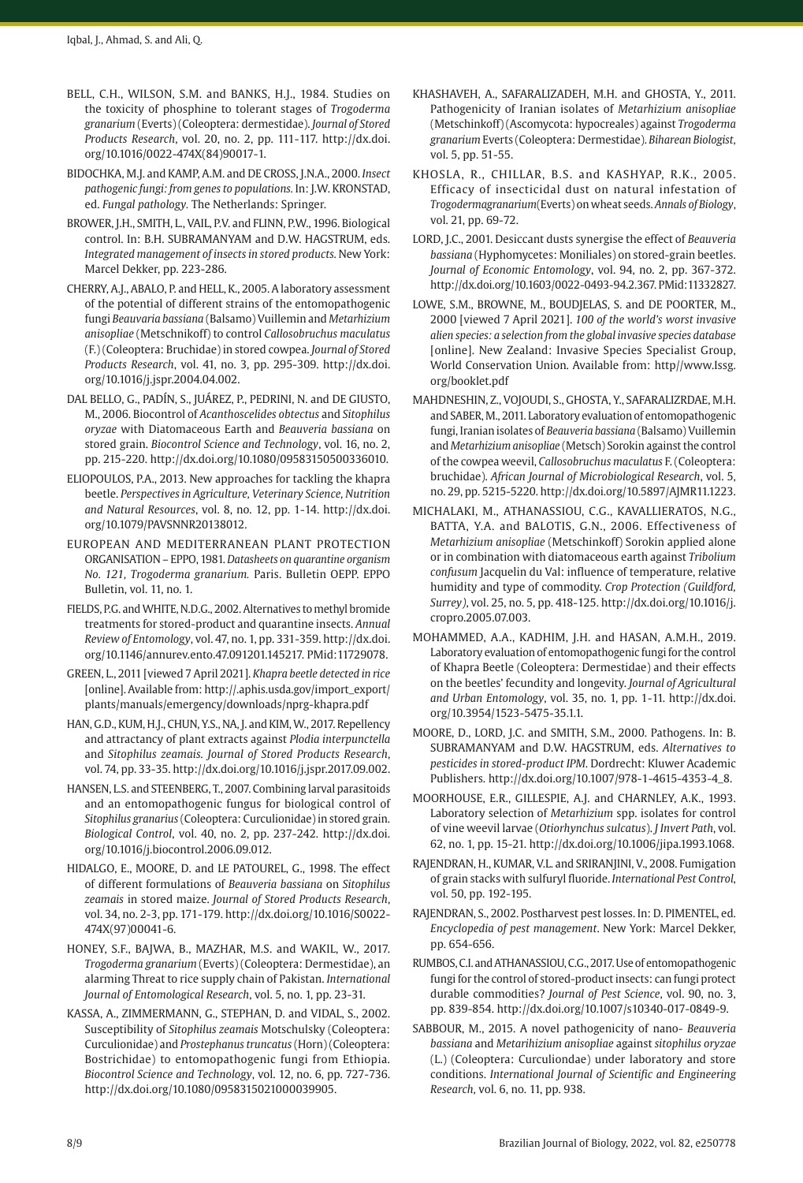BELL, C.H., WILSON, S.M. and BANKS, H.J., 1984. Studies on the toxicity of phosphine to tolerant stages of *Trogoderma granarium* (Everts) (Coleoptera: dermestidae). *Journal of Stored Products Research*, vol. 20, no. 2, pp. 111-117. http://dx.doi.org/10.1016/0022-474X(84)90017-1.

BIDOCHKA, M.J. and KAMP, A.M. and DE CROSS, J.N.A., 2000. *Insect pathogenic fungi: from genes to populations.* In: J.W. KRONSTAD, ed. *Fungal pathology.* The Netherlands: Springer.

BROWER, J.H., SMITH, L., VAIL, P.V. and FLINN, P.W., 1996. Biological control. In: B.H. SUBRAMANYAM and D.W. HAGSTRUM, eds. *Integrated management of insects in stored products.* New York: Marcel Dekker, pp. 223-286.

CHERRY, A.J., ABALO, P. and HELL, K., 2005. A laboratory assessment of the potential of different strains of the entomopathogenic fungi *Beauvaria bassiana* (Balsamo) Vuillemin and *Metarhizium anisopliae* (Metschnikoff) to control *Callosobruchus maculatus* (F.) (Coleoptera: Bruchidae) in stored cowpea. *Journal of Stored Products Research*, vol. 41, no. 3, pp. 295-309. http://dx.doi.org/10.1016/j.jspr.2004.04.002.

DAL BELLO, G., PADÍN, S., JUÁREZ, P., PEDRINI, N. and DE GIUSTO, M., 2006. Biocontrol of *Acanthoscelides obtectus* and *Sitophilus oryzae* with Diatomaceous Earth and *Beauveria bassiana* on stored grain. *Biocontrol Science and Technology*, vol. 16, no. 2, pp. 215-220. http://dx.doi.org/10.1080/09583150500336010.

ELIOPOULOS, P.A., 2013. New approaches for tackling the khapra beetle. *Perspectives in Agriculture, Veterinary Science, Nutrition and Natural Resources*, vol. 8, no. 12, pp. 1-14. http://dx.doi.org/10.1079/PAVSNNR20138012.

EUROPEAN AND MEDITERRANEAN PLANT PROTECTION ORGANISATION – EPPO, 1981. *Datasheets on quarantine organism No. 121, Trogoderma granarium.* Paris. Bulletin OEPP. EPPO Bulletin, vol. 11, no. 1.

FIELDS, P.G. and WHITE, N.D.G., 2002. Alternatives to methyl bromide treatments for stored-product and quarantine insects. *Annual Review of Entomology*, vol. 47, no. 1, pp. 331-359. http://dx.doi.org/10.1146/annurev.ento.47.091201.145217. PMid:11729078.

GREEN, L., 2011 [viewed 7 April 2021]. *Khapra beetle detected in rice* [online]. Available from: http://.aphis.usda.gov/import_export/plants/manuals/emergency/downloads/nprg-khapra.pdf

HAN, G.D., KUM, H.J., CHUN, Y.S., NA, J. and KIM, W., 2017. Repellency and attractancy of plant extracts against *Plodia interpunctella* and *Sitophilus zeamais. Journal of Stored Products Research*, vol. 74, pp. 33-35. http://dx.doi.org/10.1016/j.jspr.2017.09.002.

HANSEN, L.S. and STEENBERG, T., 2007. Combining larval parasitoids and an entomopathogenic fungus for biological control of *Sitophilus granarius* (Coleoptera: Curculionidae) in stored grain. *Biological Control*, vol. 40, no. 2, pp. 237-242. http://dx.doi.org/10.1016/j.biocontrol.2006.09.012.

HIDALGO, E., MOORE, D. and LE PATOUREL, G., 1998. The effect of different formulations of *Beauveria bassiana* on *Sitophilus zeamais* in stored maize. *Journal of Stored Products Research*, vol. 34, no. 2-3, pp. 171-179. http://dx.doi.org/10.1016/S0022-474X(97)00041-6.

HONEY, S.F., BAJWA, B., MAZHAR, M.S. and WAKIL, W., 2017. *Trogoderma granarium* (Everts) (Coleoptera: Dermestidae), an alarming Threat to rice supply chain of Pakistan. *International Journal of Entomological Research*, vol. 5, no. 1, pp. 23-31.

KASSA, A., ZIMMERMANN, G., STEPHAN, D. and VIDAL, S., 2002. Susceptibility of *Sitophilus zeamais* Motschulsky (Coleoptera: Curculionidae) and *Prostephanus truncatus* (Horn) (Coleoptera: Bostrichidae) to entomopathogenic fungi from Ethiopia. *Biocontrol Science and Technology*, vol. 12, no. 6, pp. 727-736. http://dx.doi.org/10.1080/0958315021000039905.

KHASHAVEH, A., SAFARALIZADEH, M.H. and GHOSTA, Y., 2011. Pathogenicity of Iranian isolates of *Metarhizium anisopliae* (Metschinkoff) (Ascomycota: hypocreales) against *Trogoderma granarium* Everts (Coleoptera: Dermestidae). *Biharean Biologist*, vol. 5, pp. 51-55.

KHOSLA, R., CHILLAR, B.S. and KASHYAP, R.K., 2005. Efficacy of insecticidal dust on natural infestation of *Trogodermagranarium*(Everts) on wheat seeds. *Annals of Biology*, vol. 21, pp. 69-72.

LORD, J.C., 2001. Desiccant dusts synergise the effect of *Beauveria bassiana* (Hyphomycetes: Moniliales) on stored-grain beetles. *Journal of Economic Entomology*, vol. 94, no. 2, pp. 367-372. http://dx.doi.org/10.1603/0022-0493-94.2.367. PMid:11332827.

LOWE, S.M., BROWNE, M., BOUDJELAS, S. and DE POORTER, M., 2000 [viewed 7 April 2021]. *100 of the world's worst invasive alien species: a selection from the global invasive species database* [online]. New Zealand: Invasive Species Specialist Group, World Conservation Union. Available from: http//www.Issg.org/booklet.pdf

MAHDNESHIN, Z., VOJOUDI, S., GHOSTA, Y., SAFARALIZRDAE, M.H. and SABER, M., 2011. Laboratory evaluation of entomopathogenic fungi, Iranian isolates of *Beauveria bassiana* (Balsamo) Vuillemin and *Metarhizium anisopliae* (Metsch) Sorokin against the control of the cowpea weevil, *Callosobruchus maculatus* F. (Coleoptera: bruchidae). *African Journal of Microbiological Research*, vol. 5, no. 29, pp. 5215-5220. http://dx.doi.org/10.5897/AJMR11.1223.

MICHALAKI, M., ATHANASSIOU, C.G., KAVALLIERATOS, N.G., BATTA, Y.A. and BALOTIS, G.N., 2006. Effectiveness of *Metarhizium anisopliae* (Metschinkoff) Sorokin applied alone or in combination with diatomaceous earth against *Tribolium confusum* Jacquelin du Val: influence of temperature, relative humidity and type of commodity. *Crop Protection (Guildford, Surrey)*, vol. 25, no. 5, pp. 418-125. http://dx.doi.org/10.1016/j.cropro.2005.07.003.

MOHAMMED, A.A., KADHIM, J.H. and HASAN, A.M.H., 2019. Laboratory evaluation of entomopathogenic fungi for the control of Khapra Beetle (Coleoptera: Dermestidae) and their effects on the beetles' fecundity and longevity. *Journal of Agricultural and Urban Entomology*, vol. 35, no. 1, pp. 1-11. http://dx.doi.org/10.3954/1523-5475-35.1.1.

MOORE, D., LORD, J.C. and SMITH, S.M., 2000. Pathogens. In: B. SUBRAMANYAM and D.W. HAGSTRUM, eds. *Alternatives to pesticides in stored-product IPM*. Dordrecht: Kluwer Academic Publishers. http://dx.doi.org/10.1007/978-1-4615-4353-4_8.

MOORHOUSE, E.R., GILLESPIE, A.J. and CHARNLEY, A.K., 1993. Laboratory selection of *Metarhizium* spp. isolates for control of vine weevil larvae (*Otiorhynchus sulcatus*). *J Invert Path*, vol. 62, no. 1, pp. 15-21. http://dx.doi.org/10.1006/jipa.1993.1068.

RAJENDRAN, H., KUMAR, V.L. and SRIRANJINI, V., 2008. Fumigation of grain stacks with sulfuryl fluoride. *International Pest Control*, vol. 50, pp. 192-195.

RAJENDRAN, S., 2002. Postharvest pest losses. In: D. PIMENTEL, ed. *Encyclopedia of pest management*. New York: Marcel Dekker, pp. 654-656.

RUMBOS, C.I. and ATHANASSIOU, C.G., 2017. Use of entomopathogenic fungi for the control of stored-product insects: can fungi protect durable commodities? *Journal of Pest Science*, vol. 90, no. 3, pp. 839-854. http://dx.doi.org/10.1007/s10340-017-0849-9.

SABBOUR, M., 2015. A novel pathogenicity of nano- *Beauveria bassiana* and *Metarihizium anisopliae* against *sitophilus oryzae* (L.) (Coleoptera: Curculiondae) under laboratory and store conditions. *International Journal of Scientific and Engineering Research*, vol. 6, no. 11, pp. 938.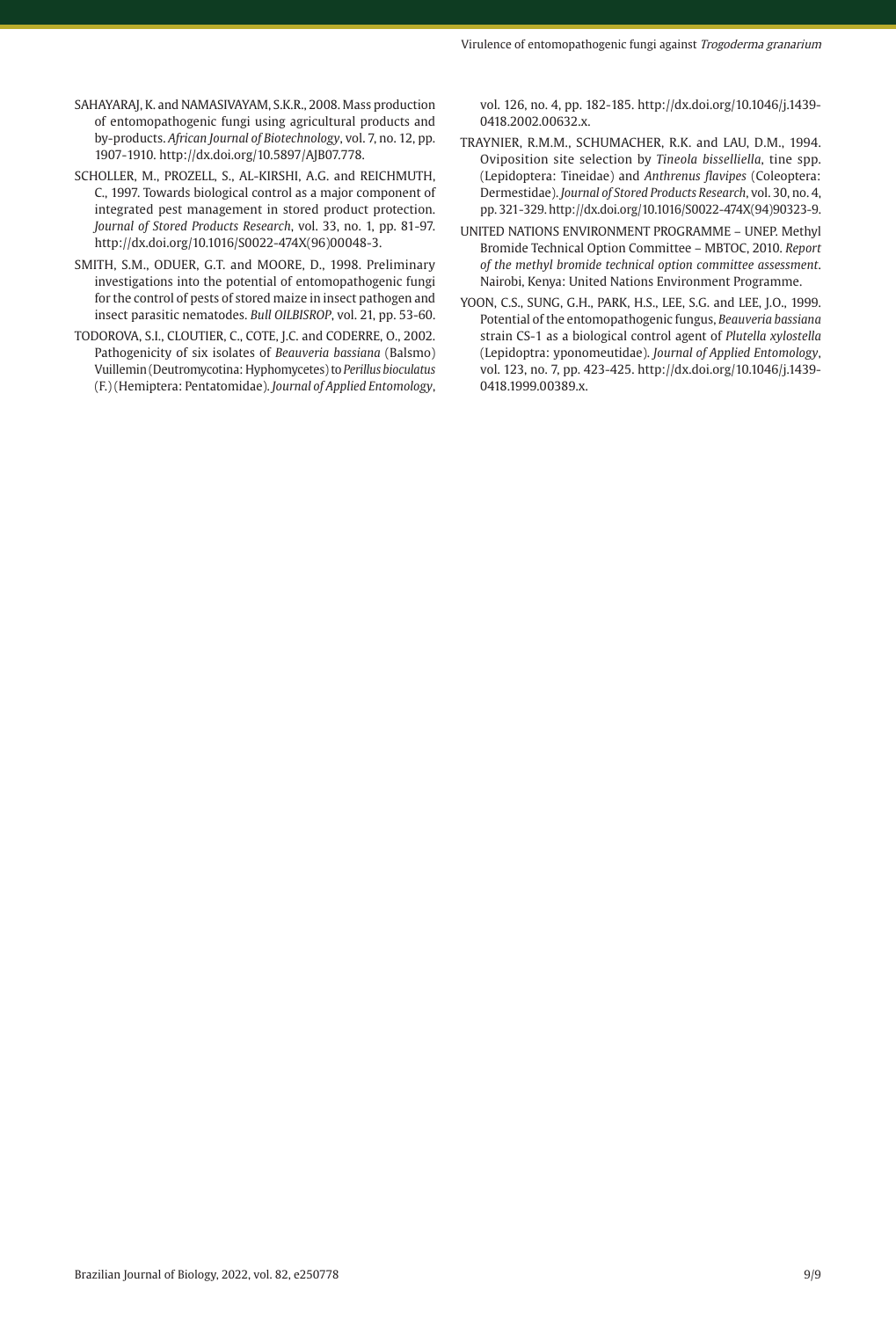SAHAYARAJ, K. and NAMASIVAYAM, S.K.R., 2008. Mass production of entomopathogenic fungi using agricultural products and by-products. *African Journal of Biotechnology*, vol. 7, no. 12, pp. 1907-1910. http://dx.doi.org/10.5897/AJB07.778.

SCHOLLER, M., PROZELL, S., AL-KIRSHI, A.G. and REICHMUTH, C., 1997. Towards biological control as a major component of integrated pest management in stored product protection. *Journal of Stored Products Research*, vol. 33, no. 1, pp. 81-97. http://dx.doi.org/10.1016/S0022-474X(96)00048-3.

SMITH, S.M., ODUER, G.T. and MOORE, D., 1998. Preliminary investigations into the potential of entomopathogenic fungi for the control of pests of stored maize in insect pathogen and insect parasitic nematodes. *Bull OILBISROP*, vol. 21, pp. 53-60.

TODOROVA, S.I., CLOUTIER, C., COTE, J.C. and CODERRE, O., 2002. Pathogenicity of six isolates of *Beauveria bassiana* (Balsmo) Vuillemin (Deutromycotina: Hyphomycetes) to *Perillus bioculatus* (F.) (Hemiptera: Pentatomidae). *Journal of Applied Entomology*, vol. 126, no. 4, pp. 182-185. http://dx.doi.org/10.1046/j.1439-0418.2002.00632.x.

TRAYNIER, R.M.M., SCHUMACHER, R.K. and LAU, D.M., 1994. Oviposition site selection by *Tineola bisselliella*, tine spp. (Lepidoptera: Tineidae) and *Anthrenus flavipes* (Coleoptera: Dermestidae). *Journal of Stored Products Research*, vol. 30, no. 4, pp. 321-329. http://dx.doi.org/10.1016/S0022-474X(94)90323-9.

UNITED NATIONS ENVIRONMENT PROGRAMME – UNEP. Methyl Bromide Technical Option Committee – MBTOC, 2010. *Report of the methyl bromide technical option committee assessment*. Nairobi, Kenya: United Nations Environment Programme.

YOON, C.S., SUNG, G.H., PARK, H.S., LEE, S.G. and LEE, J.O., 1999. Potential of the entomopathogenic fungus, *Beauveria bassiana* strain CS-1 as a biological control agent of *Plutella xylostella* (Lepidoptra: yponomeutidae). *Journal of Applied Entomology*, vol. 123, no. 7, pp. 423-425. http://dx.doi.org/10.1046/j.1439-0418.1999.00389.x.